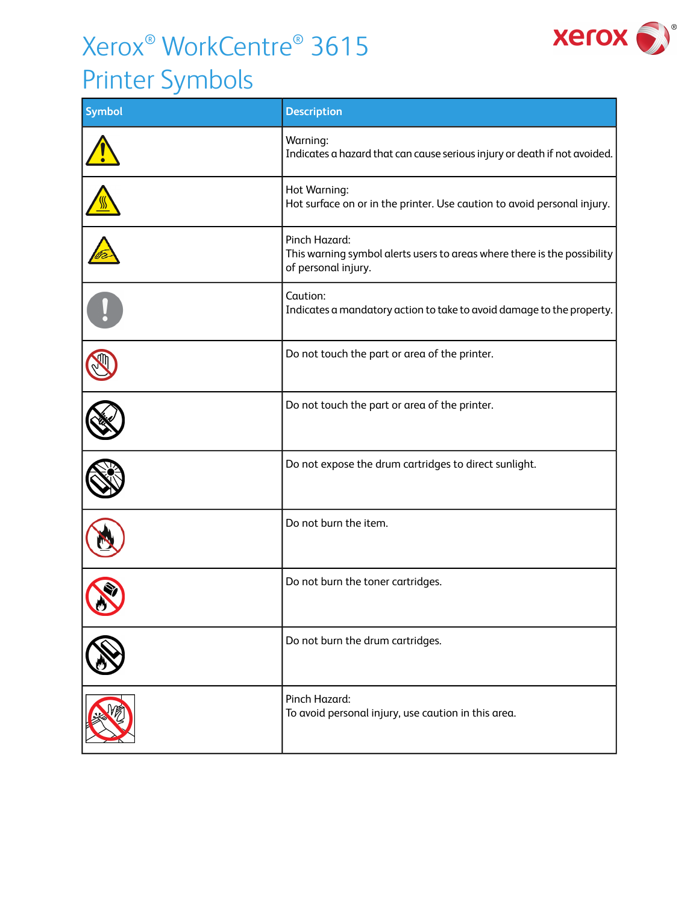# Xerox® WorkCentre® 3615 Printer Symbols

| Symbol | Description |
|---|---|
| | Warning:<br>Indicates a hazard that can cause serious injury or death if not avoided. |
| | Hot Warning:<br>Hot surface on or in the printer. Use caution to avoid personal injury. |
| | Pinch Hazard:<br>This warning symbol alerts users to areas where there is the possibility of personal injury. |
| | Caution:<br>Indicates a mandatory action to take to avoid damage to the property. |
| | Do not touch the part or area of the printer. |
| | Do not touch the part or area of the printer. |
| | Do not expose the drum cartridges to direct sunlight. |
| | Do not burn the item. |
| | Do not burn the toner cartridges. |
| | Do not burn the drum cartridges. |
| | Pinch Hazard:<br>To avoid personal injury, use caution in this area. |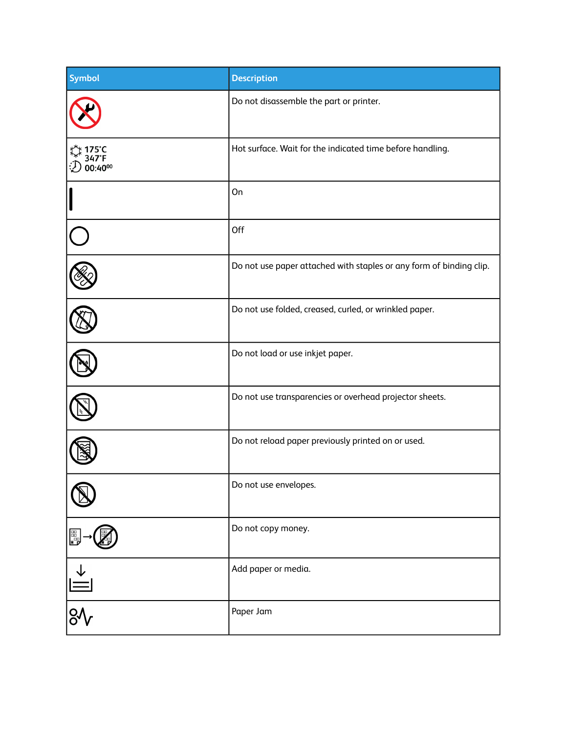| Symbol | Description |
| --- | --- |
| | Do not disassemble the part or printer. |
| 175°C 347°F 00:40[00] | Hot surface. Wait for the indicated time before handling. |
| | On |
| | Off |
| | Do not use paper attached with staples or any form of binding clip. |
| | Do not use folded, creased, curled, or wrinkled paper. |
| | Do not load or use inkjet paper. |
| | Do not use transparencies or overhead projector sheets. |
| | Do not reload paper previously printed on or used. |
| | Do not use envelopes. |
| | Do not copy money. |
| | Add paper or media. |
| | Paper Jam |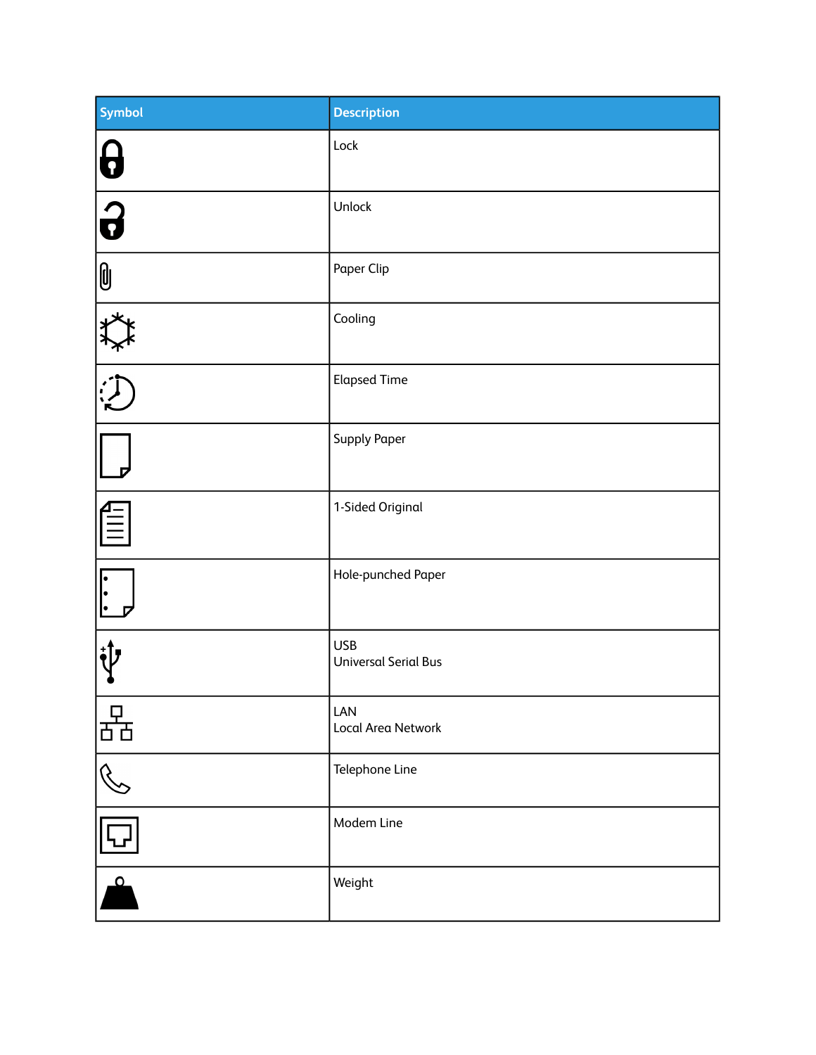| Symbol | Description |
| --- | --- |
| | Lock |
| | Unlock |
| | Paper Clip |
| | Cooling |
| | Elapsed Time |
| | Supply Paper |
| | 1-Sided Original |
| | Hole-punched Paper |
| | USB<br>Universal Serial Bus |
| | LAN<br>Local Area Network |
| | Telephone Line |
| | Modem Line |
| | Weight |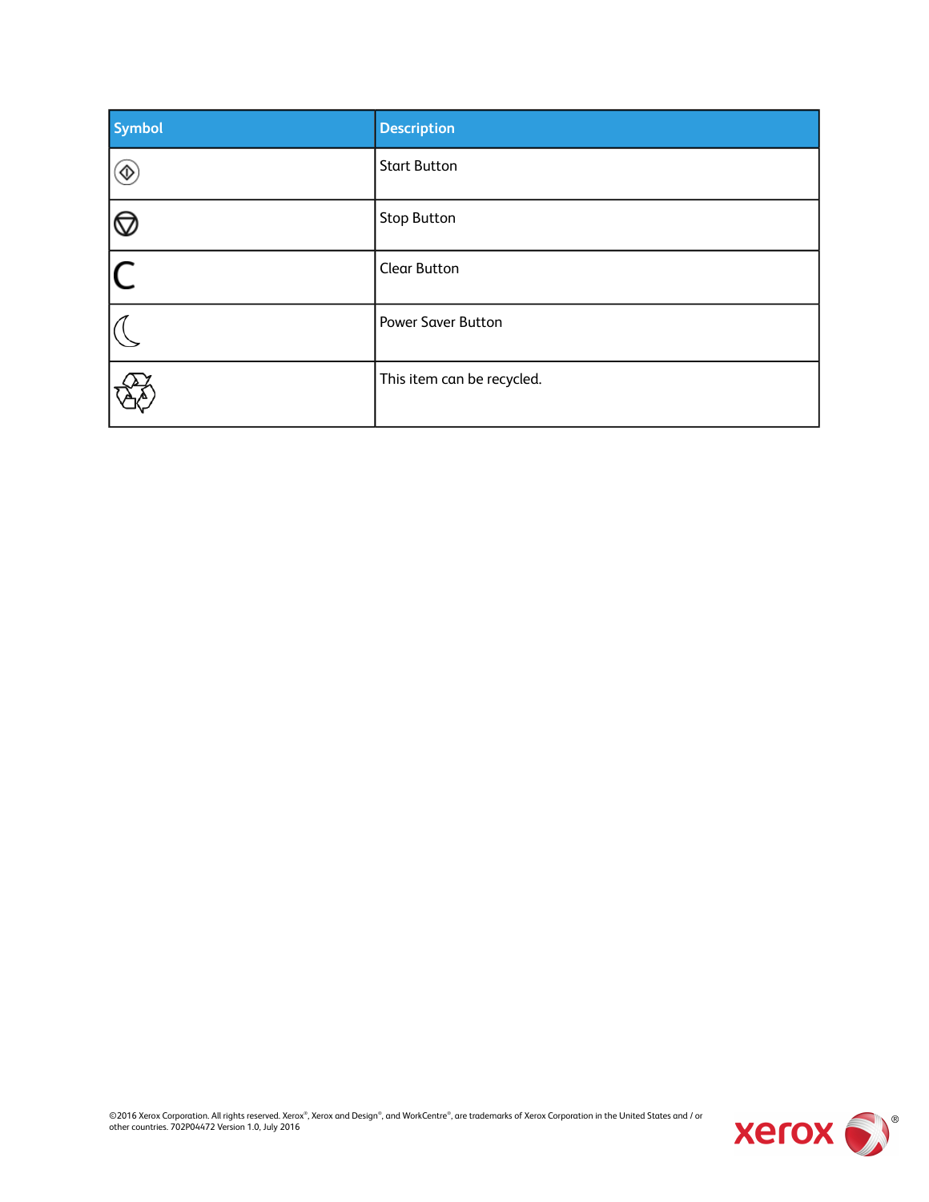| Symbol | Description |
| --- | --- |
| | Start Button |
| | Stop Button |
| C | Clear Button |
| | Power Saver Button |
| | This item can be recycled. |

©2016 Xerox Corporation. All rights reserved. Xerox®, Xerox and Design®, and WorkCentre®, are trademarks of Xerox Corporation in the United States and / or other countries. 702P04472 Version 1.0, July 2016

xerox®